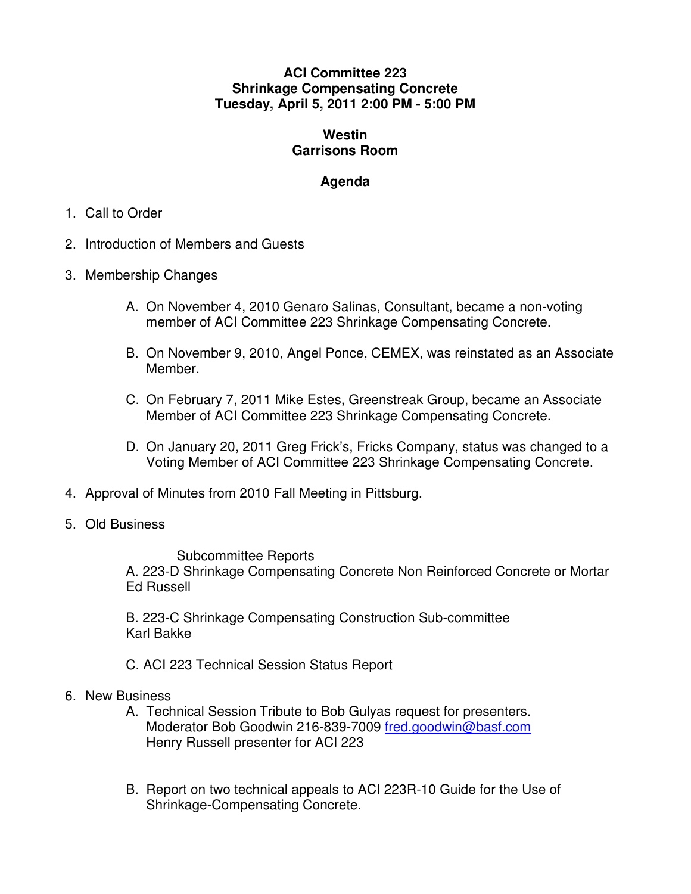**ACI Committee 223**
**Shrinkage Compensating Concrete**
**Tuesday, April 5, 2011 2:00 PM - 5:00 PM**

**Westin**
**Garrisons Room**

**Agenda**

1. Call to Order

2. Introduction of Members and Guests

3. Membership Changes

   A. On November 4, 2010 Genaro Salinas, Consultant, became a non-voting member of ACI Committee 223 Shrinkage Compensating Concrete.

   B. On November 9, 2010, Angel Ponce, CEMEX, was reinstated as an Associate Member.

   C. On February 7, 2011 Mike Estes, Greenstreak Group, became an Associate Member of ACI Committee 223 Shrinkage Compensating Concrete.

   D. On January 20, 2011 Greg Frick's, Fricks Company, status was changed to a Voting Member of ACI Committee 223 Shrinkage Compensating Concrete.

4. Approval of Minutes from 2010 Fall Meeting in Pittsburg.

5. Old Business

   Subcommittee Reports

   A. 223-D Shrinkage Compensating Concrete Non Reinforced Concrete or Mortar
   Ed Russell

   B. 223-C Shrinkage Compensating Construction Sub-committee
   Karl Bakke

   C. ACI 223 Technical Session Status Report

6. New Business

   A. Technical Session Tribute to Bob Gulyas request for presenters.
   Moderator Bob Goodwin 216-839-7009 fred.goodwin@basf.com
   Henry Russell presenter for ACI 223

   B. Report on two technical appeals to ACI 223R-10 Guide for the Use of Shrinkage-Compensating Concrete.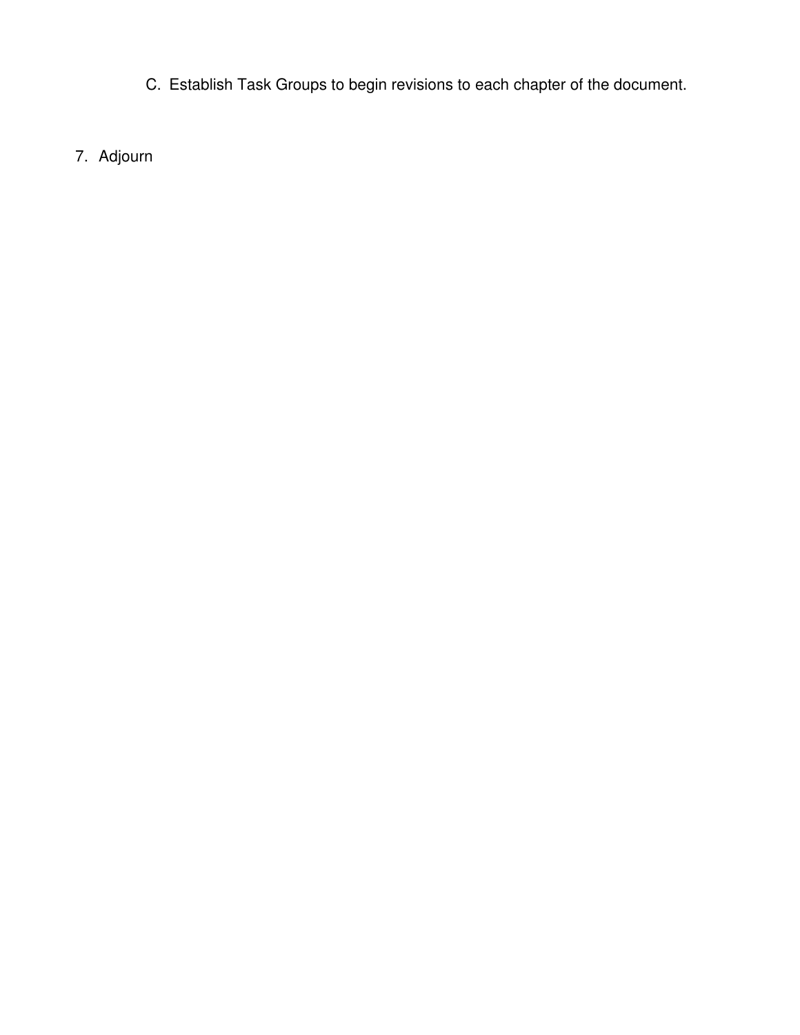C. Establish Task Groups to begin revisions to each chapter of the document.

7. Adjourn